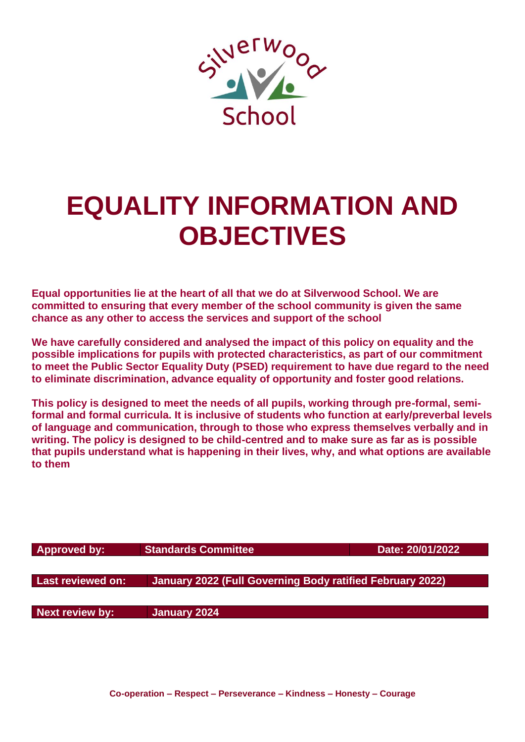Silverwood School

# EQUALITY INFORMATION AND OBJECTIVES

**Equal opportunities lie at the heart of all that we do at Silverwood School. We are committed to ensuring that every member of the school community is given the same chance as any other to access the services and support of the school**

**We have carefully considered and analysed the impact of this policy on equality and the possible implications for pupils with protected characteristics, as part of our commitment to meet the Public Sector Equality Duty (PSED) requirement to have due regard to the need to eliminate discrimination, advance equality of opportunity and foster good relations.**

**This policy is designed to meet the needs of all pupils, working through pre-formal, semi-formal and formal curricula. It is inclusive of students who function at early/preverbal levels of language and communication, through to those who express themselves verbally and in writing. The policy is designed to be child-centred and to make sure as far as is possible that pupils understand what is happening in their lives, why, and what options are available to them**

| | | |
|---|---|---|
| **Approved by:** | **Standards Committee** | **Date: 20/01/2022** |
| **Last reviewed on:** | **January 2022 (Full Governing Body ratified February 2022)** | |
| **Next review by:** | **January 2024** | |

**Co-operation – Respect – Perseverance – Kindness – Honesty – Courage**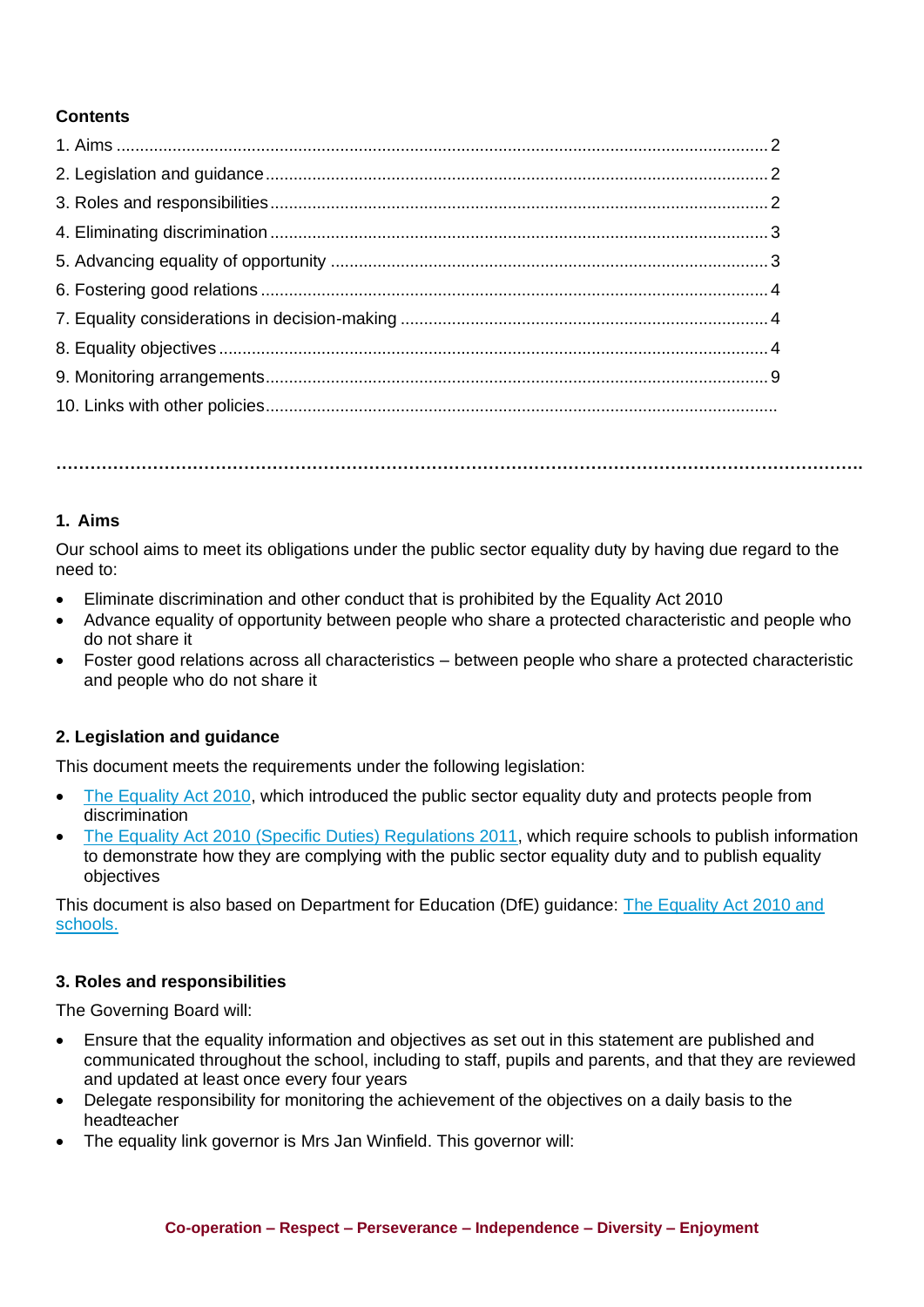**Contents**

1. Aims ........................................................................................................................................ 2
2. Legislation and guidance ........................................................................................................ 2
3. Roles and responsibilities ....................................................................................................... 2
4. Eliminating discrimination ....................................................................................................... 3
5. Advancing equality of opportunity ........................................................................................... 3
6. Fostering good relations .......................................................................................................... 4
7. Equality considerations in decision-making ............................................................................. 4
8. Equality objectives ................................................................................................................... 4
9. Monitoring arrangements ......................................................................................................... 9
10. Links with other policies ..........................................................................................................

---

## 1. Aims

Our school aims to meet its obligations under the public sector equality duty by having due regard to the need to:

- Eliminate discrimination and other conduct that is prohibited by the Equality Act 2010
- Advance equality of opportunity between people who share a protected characteristic and people who do not share it
- Foster good relations across all characteristics – between people who share a protected characteristic and people who do not share it

## 2. Legislation and guidance

This document meets the requirements under the following legislation:

- The Equality Act 2010, which introduced the public sector equality duty and protects people from discrimination
- The Equality Act 2010 (Specific Duties) Regulations 2011, which require schools to publish information to demonstrate how they are complying with the public sector equality duty and to publish equality objectives

This document is also based on Department for Education (DfE) guidance: The Equality Act 2010 and schools.

## 3. Roles and responsibilities

The Governing Board will:

- Ensure that the equality information and objectives as set out in this statement are published and communicated throughout the school, including to staff, pupils and parents, and that they are reviewed and updated at least once every four years
- Delegate responsibility for monitoring the achievement of the objectives on a daily basis to the headteacher
- The equality link governor is Mrs Jan Winfield. This governor will: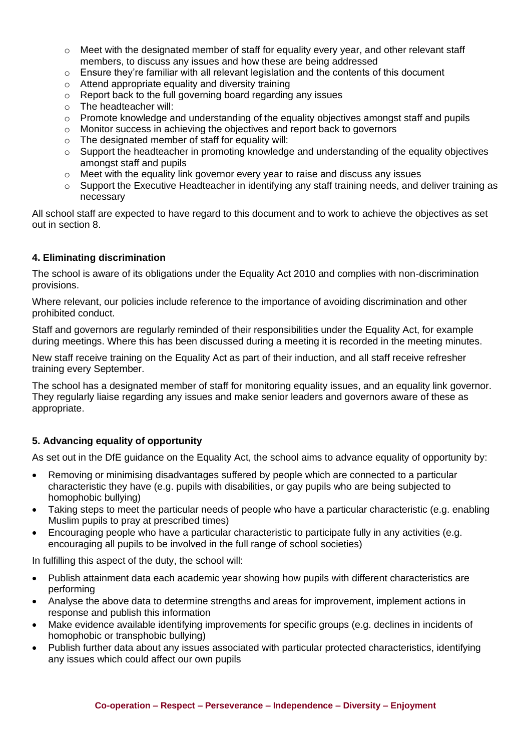- Meet with the designated member of staff for equality every year, and other relevant staff members, to discuss any issues and how these are being addressed
- Ensure they're familiar with all relevant legislation and the contents of this document
- Attend appropriate equality and diversity training
- Report back to the full governing board regarding any issues
- The headteacher will:
- Promote knowledge and understanding of the equality objectives amongst staff and pupils
- Monitor success in achieving the objectives and report back to governors
- The designated member of staff for equality will:
- Support the headteacher in promoting knowledge and understanding of the equality objectives amongst staff and pupils
- Meet with the equality link governor every year to raise and discuss any issues
- Support the Executive Headteacher in identifying any staff training needs, and deliver training as necessary

All school staff are expected to have regard to this document and to work to achieve the objectives as set out in section 8.

**4. Eliminating discrimination**

The school is aware of its obligations under the Equality Act 2010 and complies with non-discrimination provisions.

Where relevant, our policies include reference to the importance of avoiding discrimination and other prohibited conduct.

Staff and governors are regularly reminded of their responsibilities under the Equality Act, for example during meetings. Where this has been discussed during a meeting it is recorded in the meeting minutes.

New staff receive training on the Equality Act as part of their induction, and all staff receive refresher training every September.

The school has a designated member of staff for monitoring equality issues, and an equality link governor. They regularly liaise regarding any issues and make senior leaders and governors aware of these as appropriate.

**5. Advancing equality of opportunity**

As set out in the DfE guidance on the Equality Act, the school aims to advance equality of opportunity by:

- Removing or minimising disadvantages suffered by people which are connected to a particular characteristic they have (e.g. pupils with disabilities, or gay pupils who are being subjected to homophobic bullying)
- Taking steps to meet the particular needs of people who have a particular characteristic (e.g. enabling Muslim pupils to pray at prescribed times)
- Encouraging people who have a particular characteristic to participate fully in any activities (e.g. encouraging all pupils to be involved in the full range of school societies)

In fulfilling this aspect of the duty, the school will:

- Publish attainment data each academic year showing how pupils with different characteristics are performing
- Analyse the above data to determine strengths and areas for improvement, implement actions in response and publish this information
- Make evidence available identifying improvements for specific groups (e.g. declines in incidents of homophobic or transphobic bullying)
- Publish further data about any issues associated with particular protected characteristics, identifying any issues which could affect our own pupils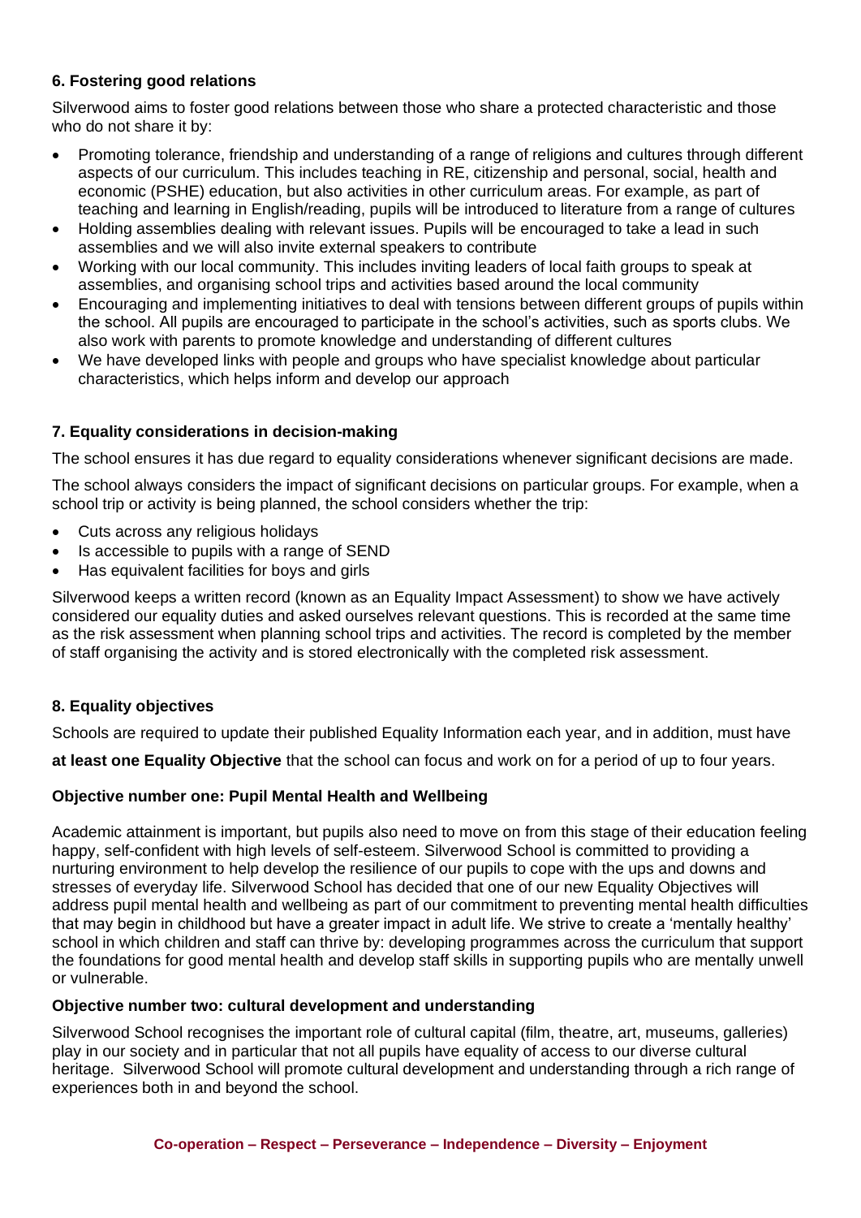### 6. Fostering good relations

Silverwood aims to foster good relations between those who share a protected characteristic and those who do not share it by:

- Promoting tolerance, friendship and understanding of a range of religions and cultures through different aspects of our curriculum. This includes teaching in RE, citizenship and personal, social, health and economic (PSHE) education, but also activities in other curriculum areas. For example, as part of teaching and learning in English/reading, pupils will be introduced to literature from a range of cultures
- Holding assemblies dealing with relevant issues. Pupils will be encouraged to take a lead in such assemblies and we will also invite external speakers to contribute
- Working with our local community. This includes inviting leaders of local faith groups to speak at assemblies, and organising school trips and activities based around the local community
- Encouraging and implementing initiatives to deal with tensions between different groups of pupils within the school. All pupils are encouraged to participate in the school's activities, such as sports clubs. We also work with parents to promote knowledge and understanding of different cultures
- We have developed links with people and groups who have specialist knowledge about particular characteristics, which helps inform and develop our approach

### 7. Equality considerations in decision-making

The school ensures it has due regard to equality considerations whenever significant decisions are made.

The school always considers the impact of significant decisions on particular groups. For example, when a school trip or activity is being planned, the school considers whether the trip:

- Cuts across any religious holidays
- Is accessible to pupils with a range of SEND
- Has equivalent facilities for boys and girls

Silverwood keeps a written record (known as an Equality Impact Assessment) to show we have actively considered our equality duties and asked ourselves relevant questions. This is recorded at the same time as the risk assessment when planning school trips and activities. The record is completed by the member of staff organising the activity and is stored electronically with the completed risk assessment.

### 8. Equality objectives

Schools are required to update their published Equality Information each year, and in addition, must have

**at least one Equality Objective** that the school can focus and work on for a period of up to four years.

#### Objective number one: Pupil Mental Health and Wellbeing

Academic attainment is important, but pupils also need to move on from this stage of their education feeling happy, self-confident with high levels of self-esteem. Silverwood School is committed to providing a nurturing environment to help develop the resilience of our pupils to cope with the ups and downs and stresses of everyday life. Silverwood School has decided that one of our new Equality Objectives will address pupil mental health and wellbeing as part of our commitment to preventing mental health difficulties that may begin in childhood but have a greater impact in adult life. We strive to create a 'mentally healthy' school in which children and staff can thrive by: developing programmes across the curriculum that support the foundations for good mental health and develop staff skills in supporting pupils who are mentally unwell or vulnerable.

#### Objective number two: cultural development and understanding

Silverwood School recognises the important role of cultural capital (film, theatre, art, museums, galleries) play in our society and in particular that not all pupils have equality of access to our diverse cultural heritage. Silverwood School will promote cultural development and understanding through a rich range of experiences both in and beyond the school.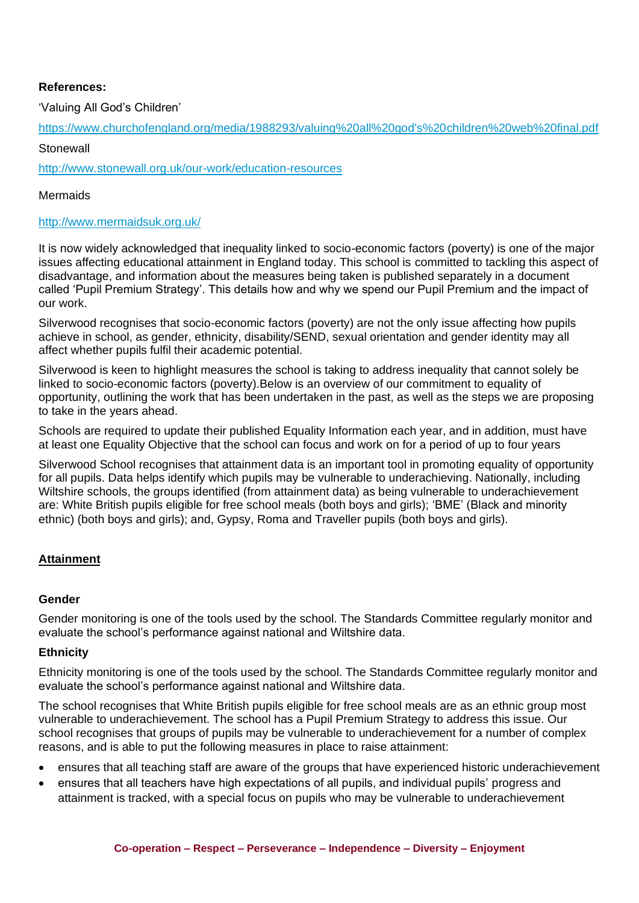**References:**

'Valuing All God's Children'

https://www.churchofengland.org/media/1988293/valuing%20all%20god's%20children%20web%20final.pdf

Stonewall

http://www.stonewall.org.uk/our-work/education-resources

Mermaids

http://www.mermaidsuk.org.uk/

It is now widely acknowledged that inequality linked to socio-economic factors (poverty) is one of the major issues affecting educational attainment in England today. This school is committed to tackling this aspect of disadvantage, and information about the measures being taken is published separately in a document called 'Pupil Premium Strategy'. This details how and why we spend our Pupil Premium and the impact of our work.

Silverwood recognises that socio-economic factors (poverty) are not the only issue affecting how pupils achieve in school, as gender, ethnicity, disability/SEND, sexual orientation and gender identity may all affect whether pupils fulfil their academic potential.

Silverwood is keen to highlight measures the school is taking to address inequality that cannot solely be linked to socio-economic factors (poverty).Below is an overview of our commitment to equality of opportunity, outlining the work that has been undertaken in the past, as well as the steps we are proposing to take in the years ahead.

Schools are required to update their published Equality Information each year, and in addition, must have at least one Equality Objective that the school can focus and work on for a period of up to four years

Silverwood School recognises that attainment data is an important tool in promoting equality of opportunity for all pupils. Data helps identify which pupils may be vulnerable to underachieving. Nationally, including Wiltshire schools, the groups identified (from attainment data) as being vulnerable to underachievement are: White British pupils eligible for free school meals (both boys and girls); 'BME' (Black and minority ethnic) (both boys and girls); and, Gypsy, Roma and Traveller pupils (both boys and girls).

## Attainment

### Gender

Gender monitoring is one of the tools used by the school. The Standards Committee regularly monitor and evaluate the school's performance against national and Wiltshire data.

### Ethnicity

Ethnicity monitoring is one of the tools used by the school. The Standards Committee regularly monitor and evaluate the school's performance against national and Wiltshire data.

The school recognises that White British pupils eligible for free school meals are as an ethnic group most vulnerable to underachievement. The school has a Pupil Premium Strategy to address this issue. Our school recognises that groups of pupils may be vulnerable to underachievement for a number of complex reasons, and is able to put the following measures in place to raise attainment:

- ensures that all teaching staff are aware of the groups that have experienced historic underachievement
- ensures that all teachers have high expectations of all pupils, and individual pupils' progress and attainment is tracked, with a special focus on pupils who may be vulnerable to underachievement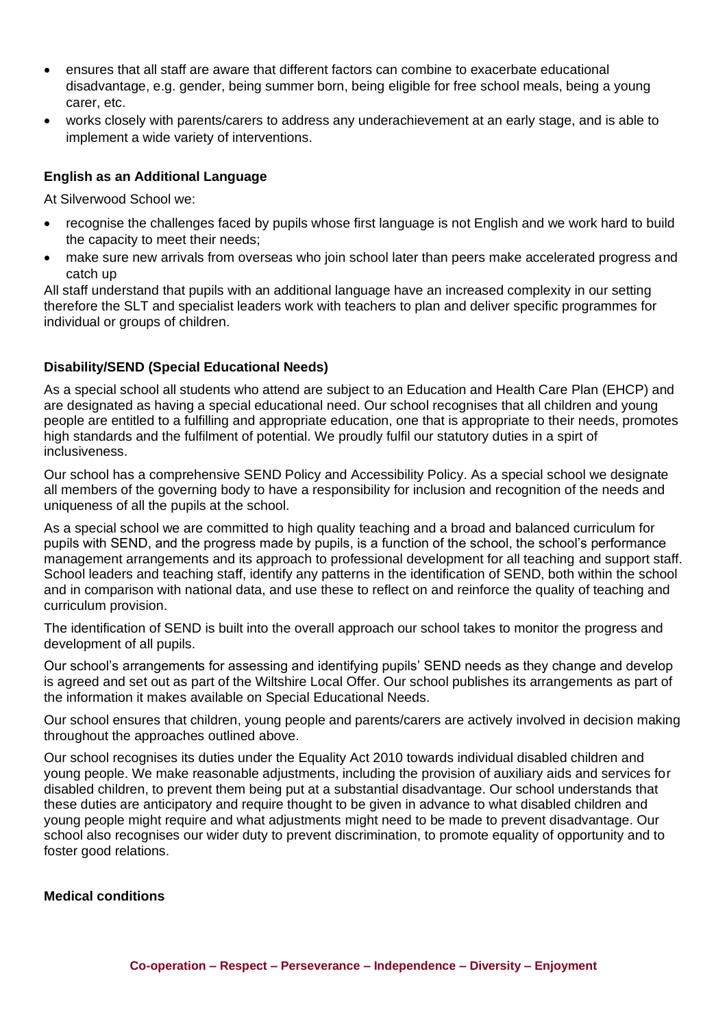- ensures that all staff are aware that different factors can combine to exacerbate educational disadvantage, e.g. gender, being summer born, being eligible for free school meals, being a young carer, etc.
- works closely with parents/carers to address any underachievement at an early stage, and is able to implement a wide variety of interventions.

**English as an Additional Language**

At Silverwood School we:

- recognise the challenges faced by pupils whose first language is not English and we work hard to build the capacity to meet their needs;
- make sure new arrivals from overseas who join school later than peers make accelerated progress and catch up

All staff understand that pupils with an additional language have an increased complexity in our setting therefore the SLT and specialist leaders work with teachers to plan and deliver specific programmes for individual or groups of children.

**Disability/SEND (Special Educational Needs)**

As a special school all students who attend are subject to an Education and Health Care Plan (EHCP) and are designated as having a special educational need. Our school recognises that all children and young people are entitled to a fulfilling and appropriate education, one that is appropriate to their needs, promotes high standards and the fulfilment of potential. We proudly fulfil our statutory duties in a spirt of inclusiveness.

Our school has a comprehensive SEND Policy and Accessibility Policy. As a special school we designate all members of the governing body to have a responsibility for inclusion and recognition of the needs and uniqueness of all the pupils at the school.

As a special school we are committed to high quality teaching and a broad and balanced curriculum for pupils with SEND, and the progress made by pupils, is a function of the school, the school's performance management arrangements and its approach to professional development for all teaching and support staff. School leaders and teaching staff, identify any patterns in the identification of SEND, both within the school and in comparison with national data, and use these to reflect on and reinforce the quality of teaching and curriculum provision.

The identification of SEND is built into the overall approach our school takes to monitor the progress and development of all pupils.

Our school's arrangements for assessing and identifying pupils' SEND needs as they change and develop is agreed and set out as part of the Wiltshire Local Offer. Our school publishes its arrangements as part of the information it makes available on Special Educational Needs.

Our school ensures that children, young people and parents/carers are actively involved in decision making throughout the approaches outlined above.

Our school recognises its duties under the Equality Act 2010 towards individual disabled children and young people. We make reasonable adjustments, including the provision of auxiliary aids and services for disabled children, to prevent them being put at a substantial disadvantage. Our school understands that these duties are anticipatory and require thought to be given in advance to what disabled children and young people might require and what adjustments might need to be made to prevent disadvantage. Our school also recognises our wider duty to prevent discrimination, to promote equality of opportunity and to foster good relations.

**Medical conditions**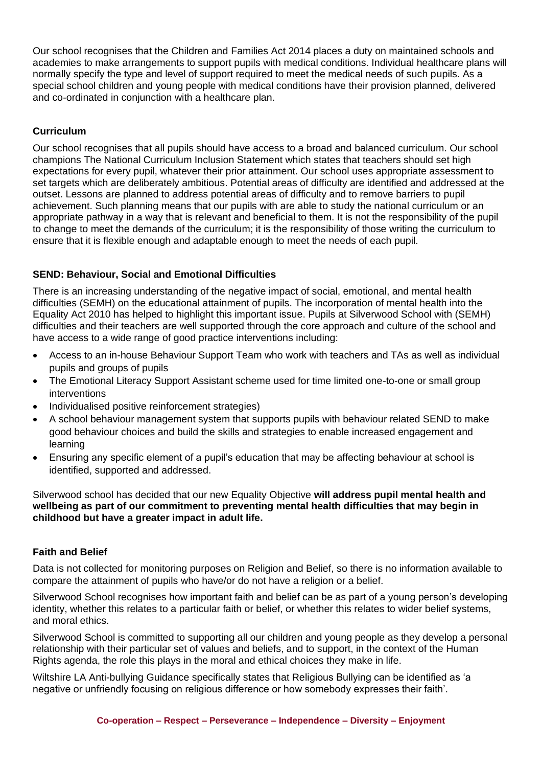Our school recognises that the Children and Families Act 2014 places a duty on maintained schools and academies to make arrangements to support pupils with medical conditions. Individual healthcare plans will normally specify the type and level of support required to meet the medical needs of such pupils. As a special school children and young people with medical conditions have their provision planned, delivered and co-ordinated in conjunction with a healthcare plan.

**Curriculum**

Our school recognises that all pupils should have access to a broad and balanced curriculum. Our school champions The National Curriculum Inclusion Statement which states that teachers should set high expectations for every pupil, whatever their prior attainment. Our school uses appropriate assessment to set targets which are deliberately ambitious. Potential areas of difficulty are identified and addressed at the outset. Lessons are planned to address potential areas of difficulty and to remove barriers to pupil achievement. Such planning means that our pupils with are able to study the national curriculum or an appropriate pathway in a way that is relevant and beneficial to them. It is not the responsibility of the pupil to change to meet the demands of the curriculum; it is the responsibility of those writing the curriculum to ensure that it is flexible enough and adaptable enough to meet the needs of each pupil.

**SEND: Behaviour, Social and Emotional Difficulties**

There is an increasing understanding of the negative impact of social, emotional, and mental health difficulties (SEMH) on the educational attainment of pupils. The incorporation of mental health into the Equality Act 2010 has helped to highlight this important issue. Pupils at Silverwood School with (SEMH) difficulties and their teachers are well supported through the core approach and culture of the school and have access to a wide range of good practice interventions including:

- Access to an in-house Behaviour Support Team who work with teachers and TAs as well as individual pupils and groups of pupils
- The Emotional Literacy Support Assistant scheme used for time limited one-to-one or small group interventions
- Individualised positive reinforcement strategies)
- A school behaviour management system that supports pupils with behaviour related SEND to make good behaviour choices and build the skills and strategies to enable increased engagement and learning
- Ensuring any specific element of a pupil's education that may be affecting behaviour at school is identified, supported and addressed.

Silverwood school has decided that our new Equality Objective **will address pupil mental health and wellbeing as part of our commitment to preventing mental health difficulties that may begin in childhood but have a greater impact in adult life.**

**Faith and Belief**

Data is not collected for monitoring purposes on Religion and Belief, so there is no information available to compare the attainment of pupils who have/or do not have a religion or a belief.

Silverwood School recognises how important faith and belief can be as part of a young person's developing identity, whether this relates to a particular faith or belief, or whether this relates to wider belief systems, and moral ethics.

Silverwood School is committed to supporting all our children and young people as they develop a personal relationship with their particular set of values and beliefs, and to support, in the context of the Human Rights agenda, the role this plays in the moral and ethical choices they make in life.

Wiltshire LA Anti-bullying Guidance specifically states that Religious Bullying can be identified as 'a negative or unfriendly focusing on religious difference or how somebody expresses their faith'.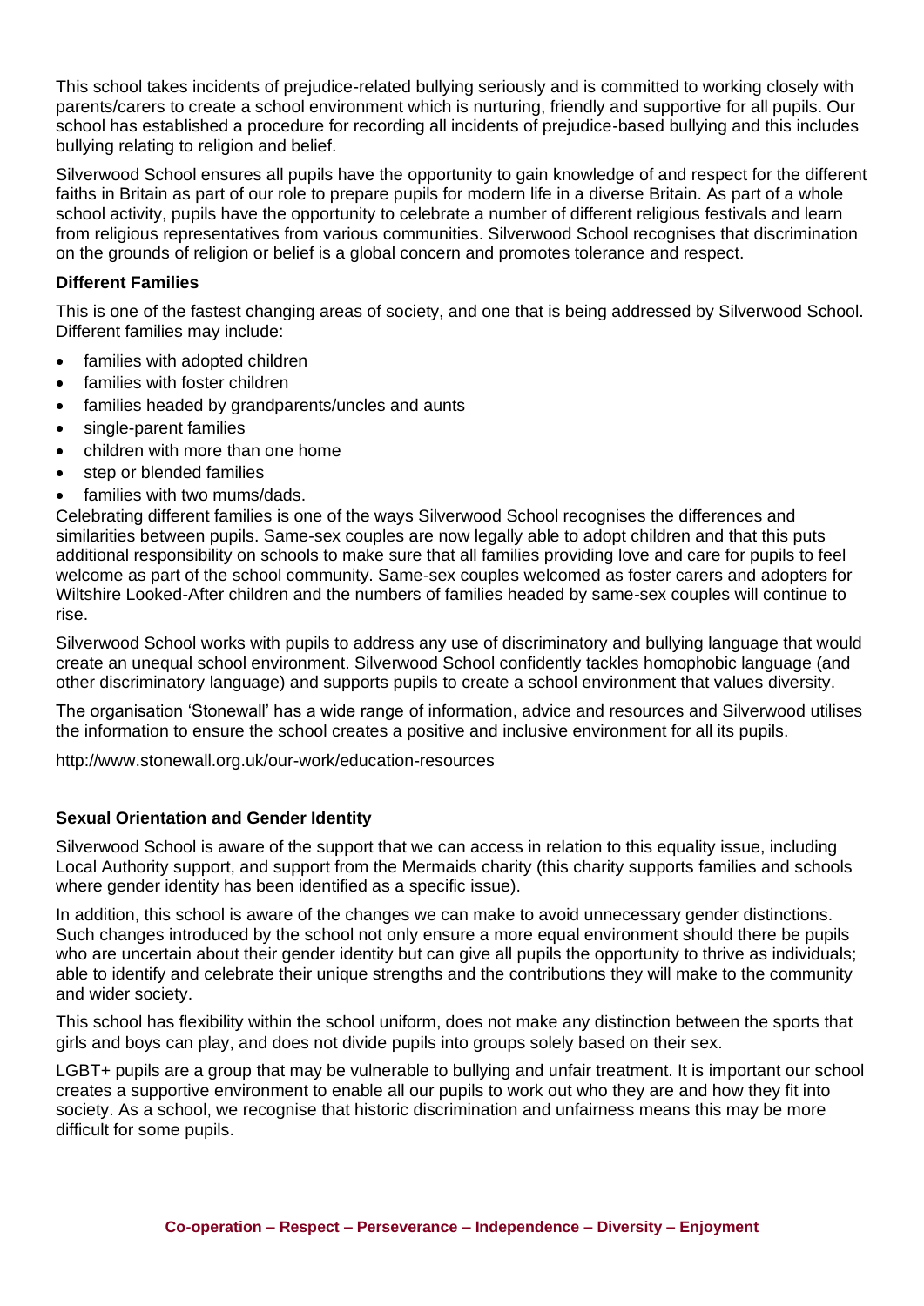This school takes incidents of prejudice-related bullying seriously and is committed to working closely with parents/carers to create a school environment which is nurturing, friendly and supportive for all pupils. Our school has established a procedure for recording all incidents of prejudice-based bullying and this includes bullying relating to religion and belief.

Silverwood School ensures all pupils have the opportunity to gain knowledge of and respect for the different faiths in Britain as part of our role to prepare pupils for modern life in a diverse Britain. As part of a whole school activity, pupils have the opportunity to celebrate a number of different religious festivals and learn from religious representatives from various communities. Silverwood School recognises that discrimination on the grounds of religion or belief is a global concern and promotes tolerance and respect.

### Different Families

This is one of the fastest changing areas of society, and one that is being addressed by Silverwood School. Different families may include:

- families with adopted children
- families with foster children
- families headed by grandparents/uncles and aunts
- single-parent families
- children with more than one home
- step or blended families
- families with two mums/dads.

Celebrating different families is one of the ways Silverwood School recognises the differences and similarities between pupils. Same-sex couples are now legally able to adopt children and that this puts additional responsibility on schools to make sure that all families providing love and care for pupils to feel welcome as part of the school community. Same-sex couples welcomed as foster carers and adopters for Wiltshire Looked-After children and the numbers of families headed by same-sex couples will continue to rise.

Silverwood School works with pupils to address any use of discriminatory and bullying language that would create an unequal school environment. Silverwood School confidently tackles homophobic language (and other discriminatory language) and supports pupils to create a school environment that values diversity.

The organisation 'Stonewall' has a wide range of information, advice and resources and Silverwood utilises the information to ensure the school creates a positive and inclusive environment for all its pupils.

http://www.stonewall.org.uk/our-work/education-resources

### Sexual Orientation and Gender Identity

Silverwood School is aware of the support that we can access in relation to this equality issue, including Local Authority support, and support from the Mermaids charity (this charity supports families and schools where gender identity has been identified as a specific issue).

In addition, this school is aware of the changes we can make to avoid unnecessary gender distinctions. Such changes introduced by the school not only ensure a more equal environment should there be pupils who are uncertain about their gender identity but can give all pupils the opportunity to thrive as individuals; able to identify and celebrate their unique strengths and the contributions they will make to the community and wider society.

This school has flexibility within the school uniform, does not make any distinction between the sports that girls and boys can play, and does not divide pupils into groups solely based on their sex.

LGBT+ pupils are a group that may be vulnerable to bullying and unfair treatment. It is important our school creates a supportive environment to enable all our pupils to work out who they are and how they fit into society. As a school, we recognise that historic discrimination and unfairness means this may be more difficult for some pupils.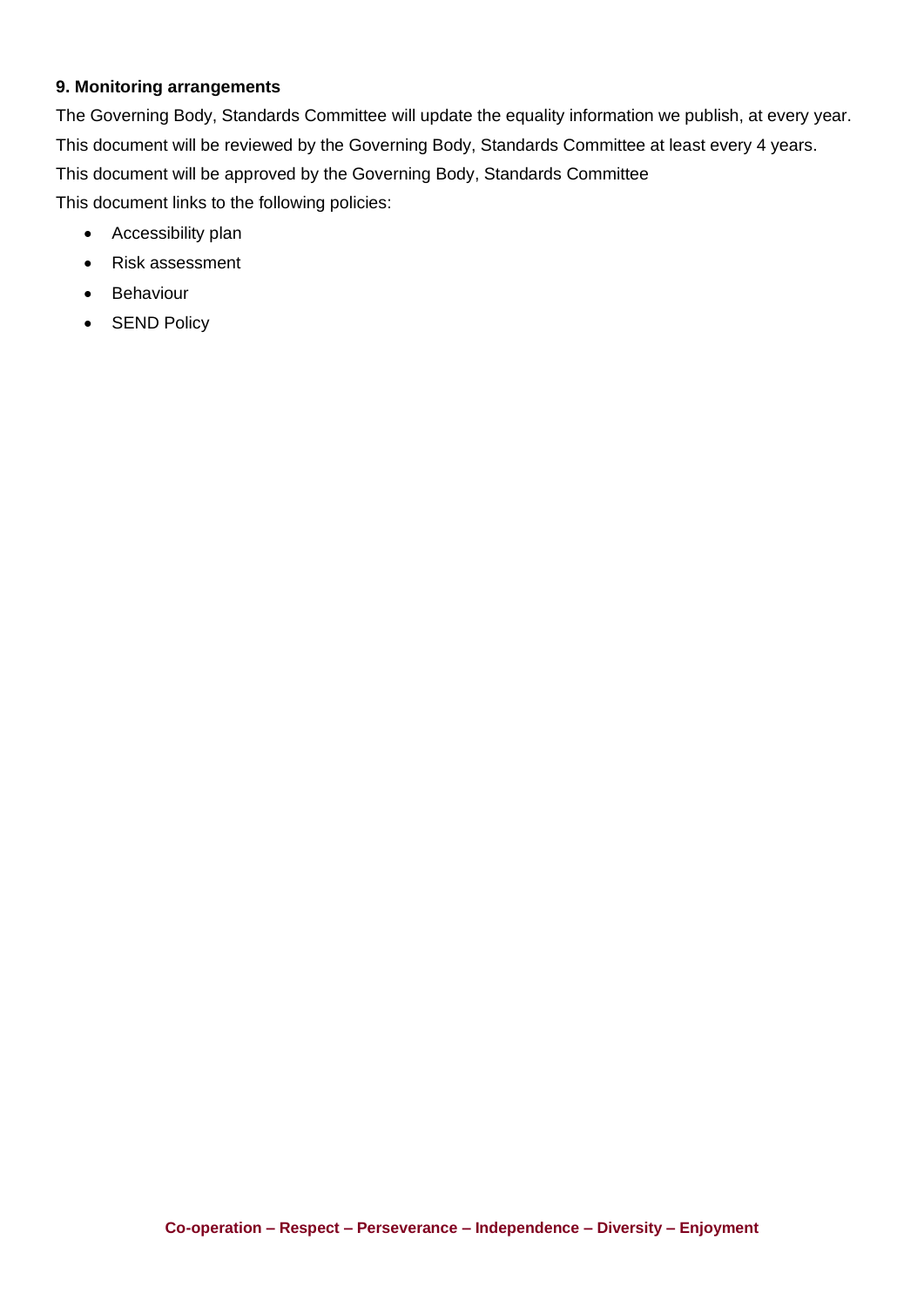**9. Monitoring arrangements**

The Governing Body, Standards Committee will update the equality information we publish, at every year.

This document will be reviewed by the Governing Body, Standards Committee at least every 4 years.

This document will be approved by the Governing Body, Standards Committee

This document links to the following policies:

- Accessibility plan
- Risk assessment
- Behaviour
- SEND Policy